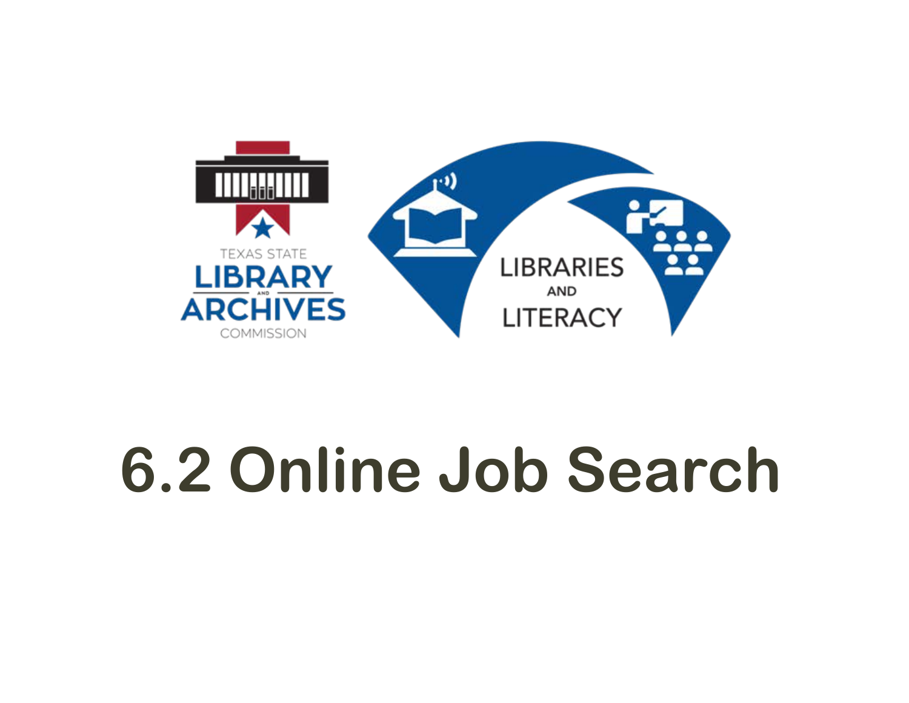TEXAS STATE LIBRARY AND ARCHIVES COMMISSION

LIBRARIES AND LITERACY

# 6.2 Online Job Search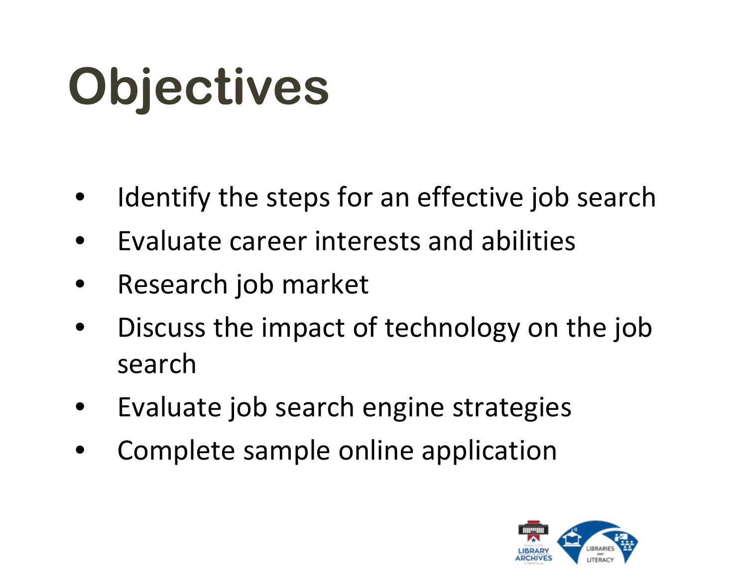# Objectives

- Identify the steps for an effective job search
- Evaluate career interests and abilities
- Research job market
- Discuss the impact of technology on the job search
- Evaluate job search engine strategies
- Complete sample online application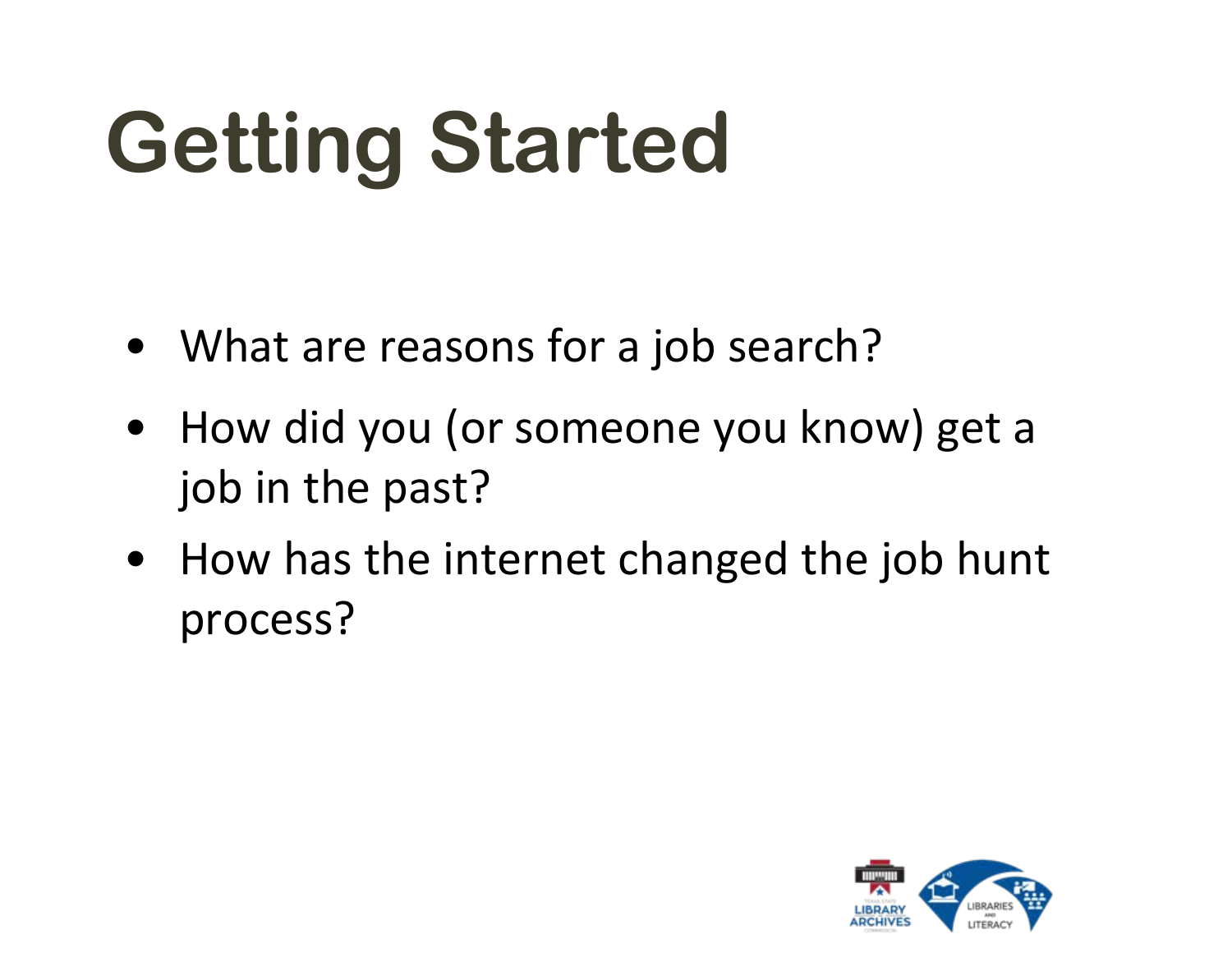# Getting Started

- What are reasons for a job search?
- How did you (or someone you know) get a job in the past?
- How has the internet changed the job hunt process?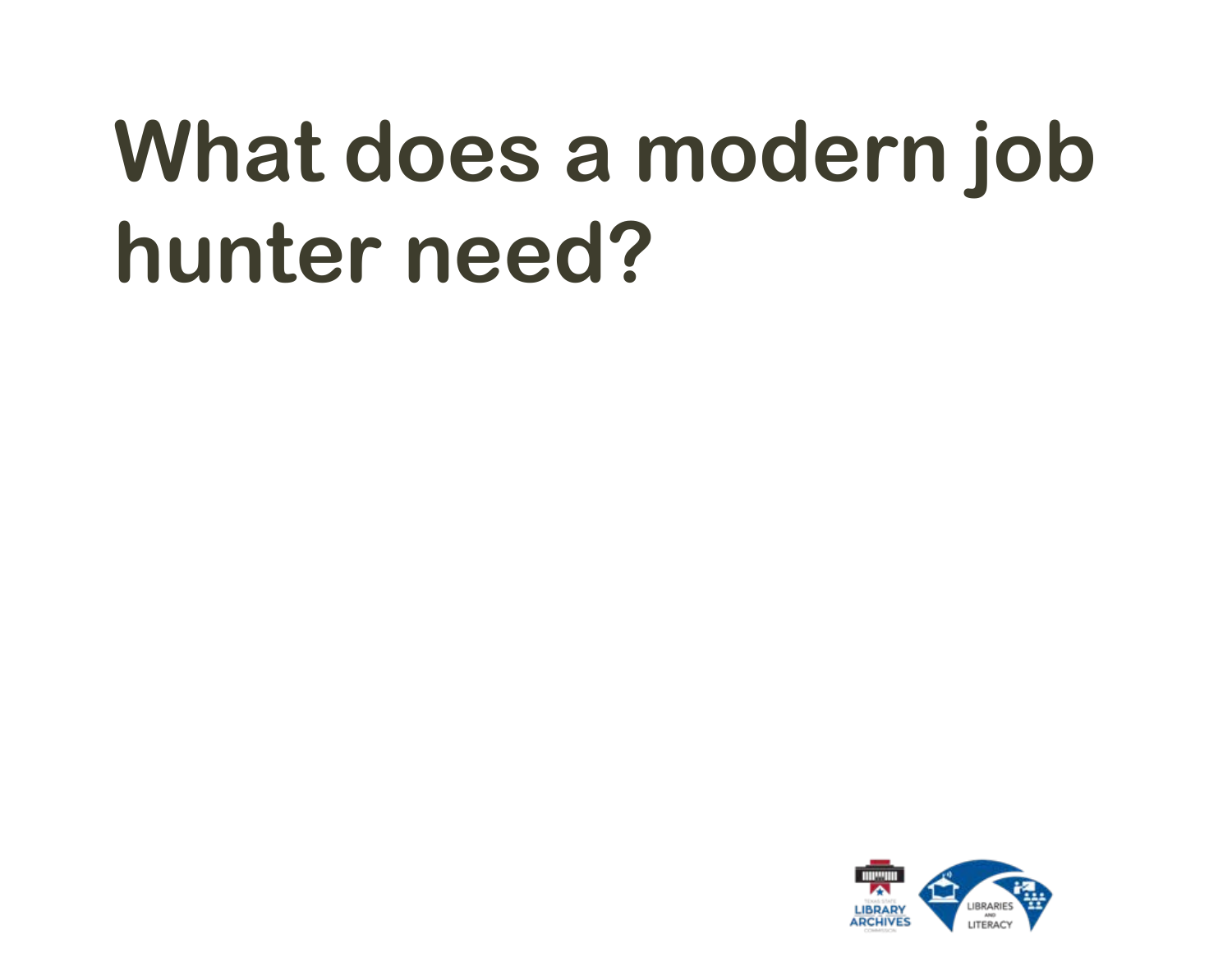# What does a modern job hunter need?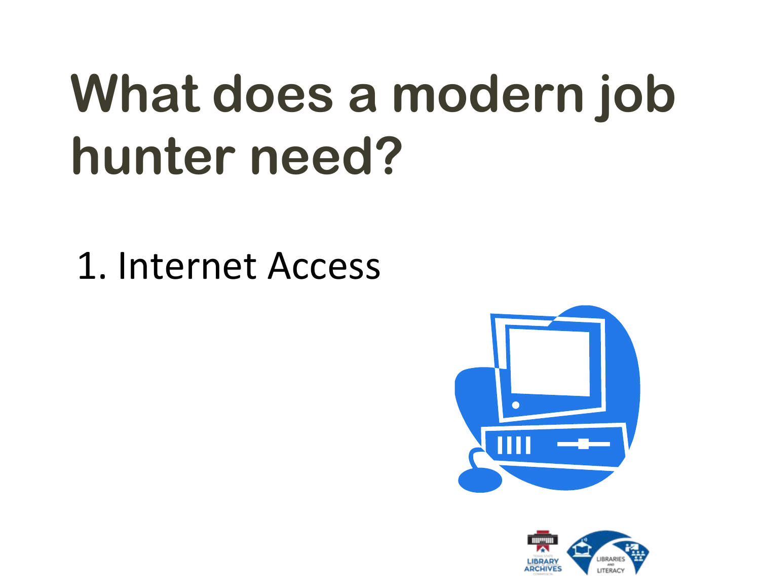# What does a modern job hunter need?

1. Internet Access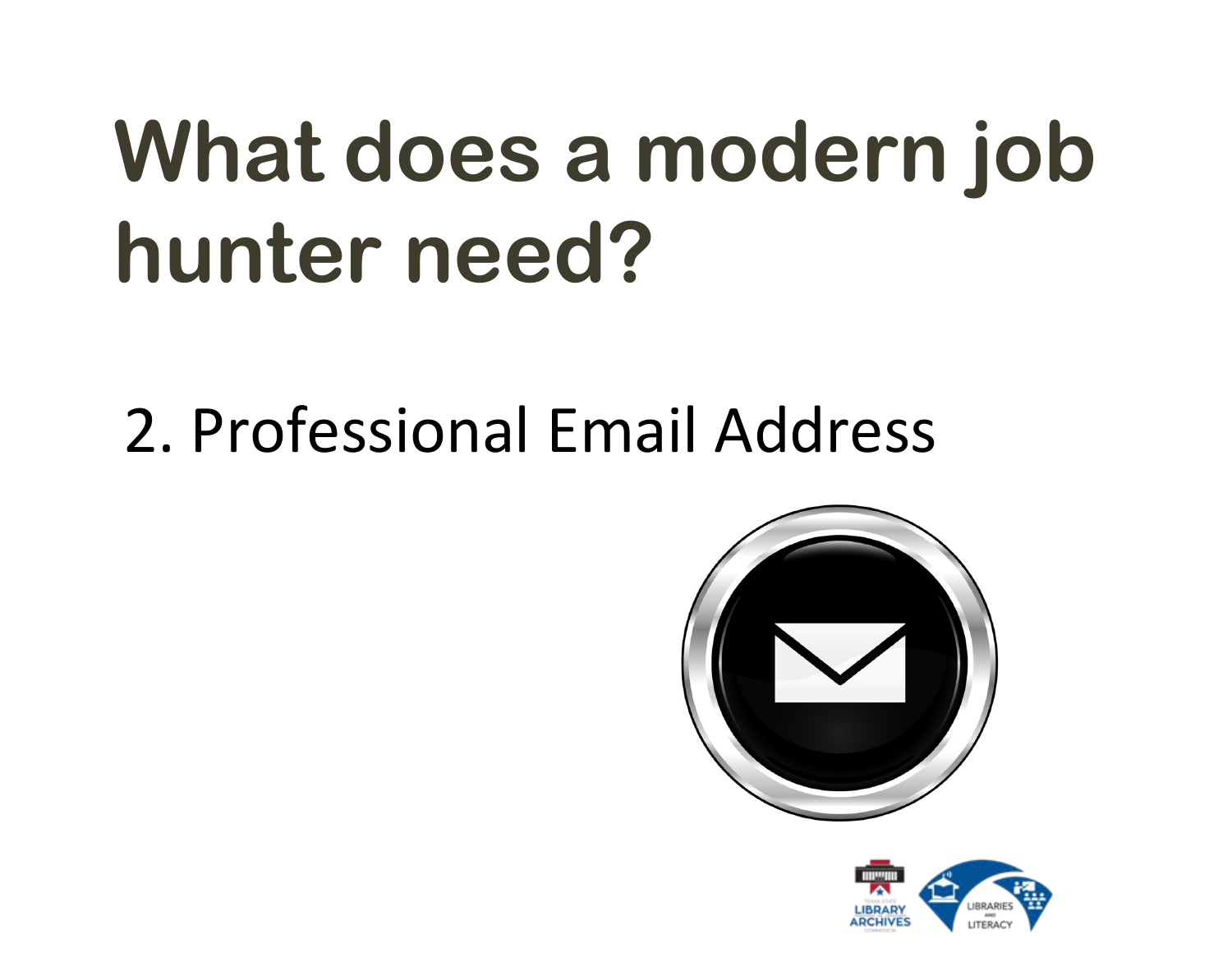# What does a modern job hunter need?

2. Professional Email Address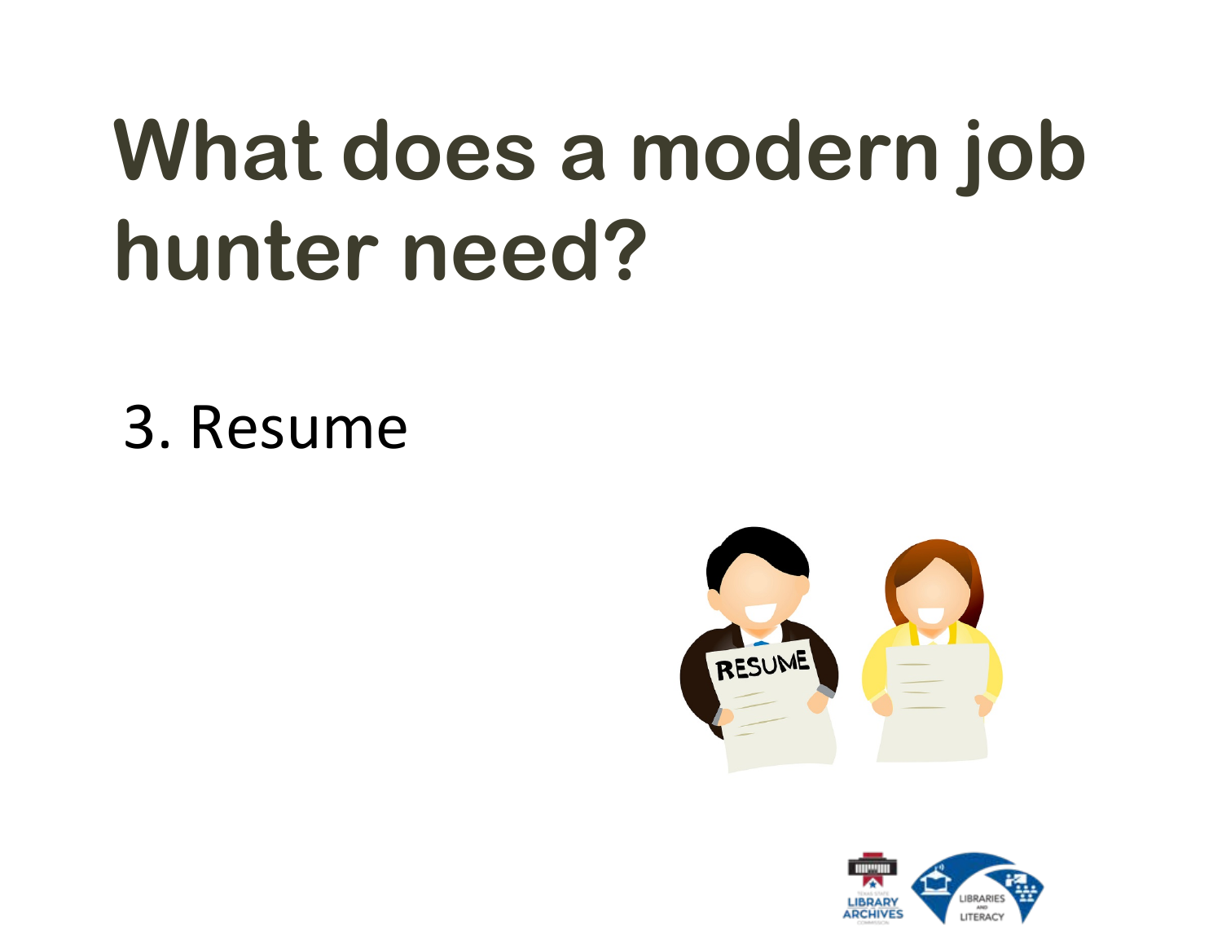# What does a modern job hunter need?

3. Resume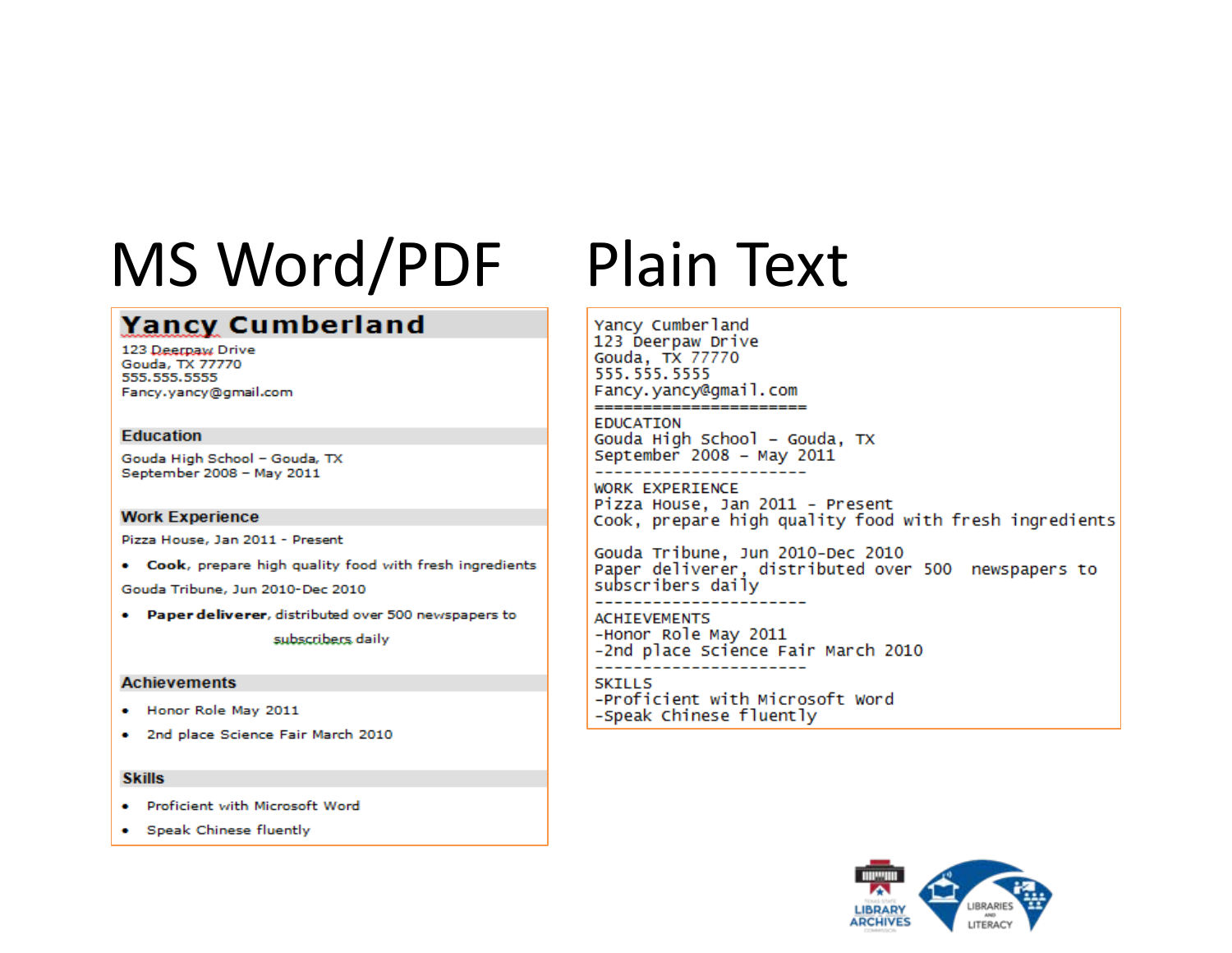## MS Word/PDF

**Yancy Cumberland**

123 Deerpaw Drive
Gouda, TX 77770
555.555.5555
Fancy.yancy@gmail.com

**Education**

Gouda High School – Gouda, TX
September 2008 – May 2011

**Work Experience**

Pizza House, Jan 2011 - Present

- **Cook**, prepare high quality food with fresh ingredients

Gouda Tribune, Jun 2010-Dec 2010

- **Paper deliverer**, distributed over 500 newspapers to subscribers daily

**Achievements**

- Honor Role May 2011
- 2nd place Science Fair March 2010

**Skills**

- Proficient with Microsoft Word
- Speak Chinese fluently

## Plain Text

```
Yancy Cumberland
123 Deerpaw Drive
Gouda, TX 77770
555.555.5555
Fancy.yancy@gmail.com
======================
EDUCATION
Gouda High School – Gouda, TX
September 2008 – May 2011
----------------------
WORK EXPERIENCE
Pizza House, Jan 2011 - Present
Cook, prepare high quality food with fresh ingredients

Gouda Tribune, Jun 2010-Dec 2010
Paper deliverer, distributed over 500  newspapers to
subscribers daily
----------------------
ACHIEVEMENTS
-Honor Role May 2011
-2nd place Science Fair March 2010
----------------------
SKILLS
-Proficient with Microsoft Word
-Speak Chinese fluently
```

LIBRARY ARCHIVES

LIBRARIES AND LITERACY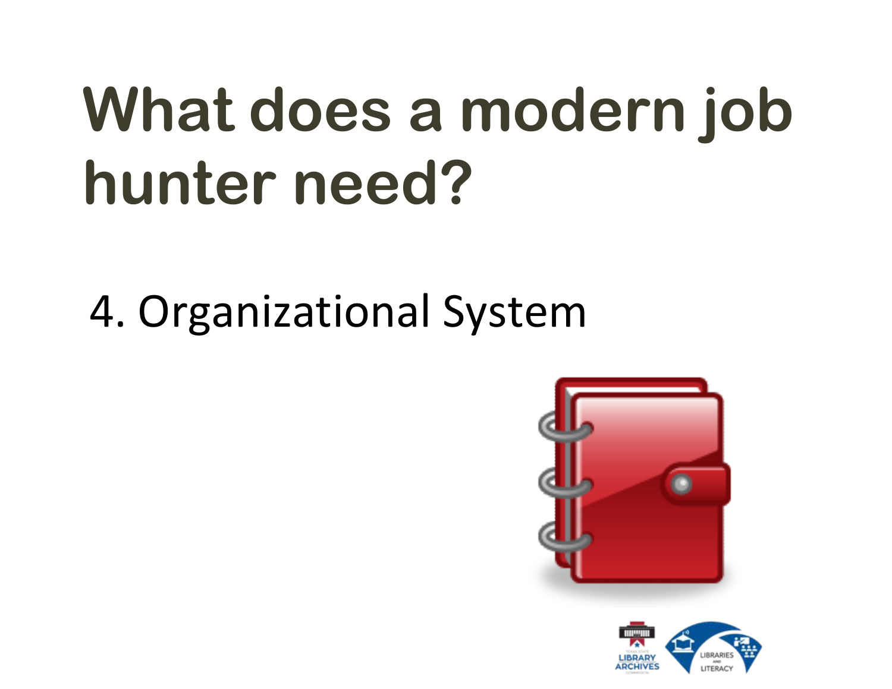# What does a modern job hunter need?

4. Organizational System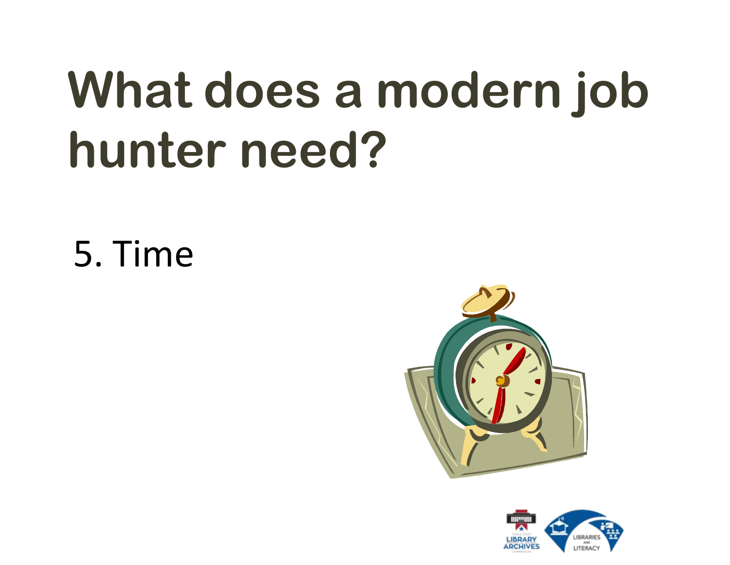# What does a modern job hunter need?

5. Time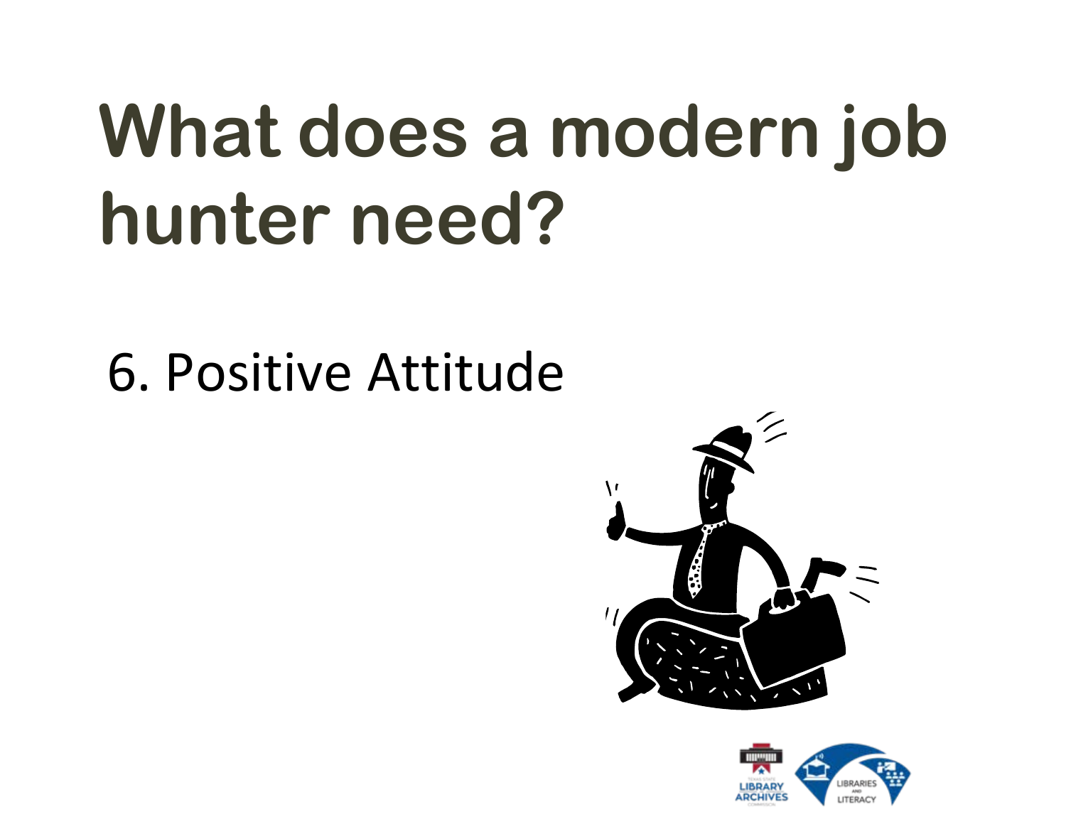# What does a modern job hunter need?

6. Positive Attitude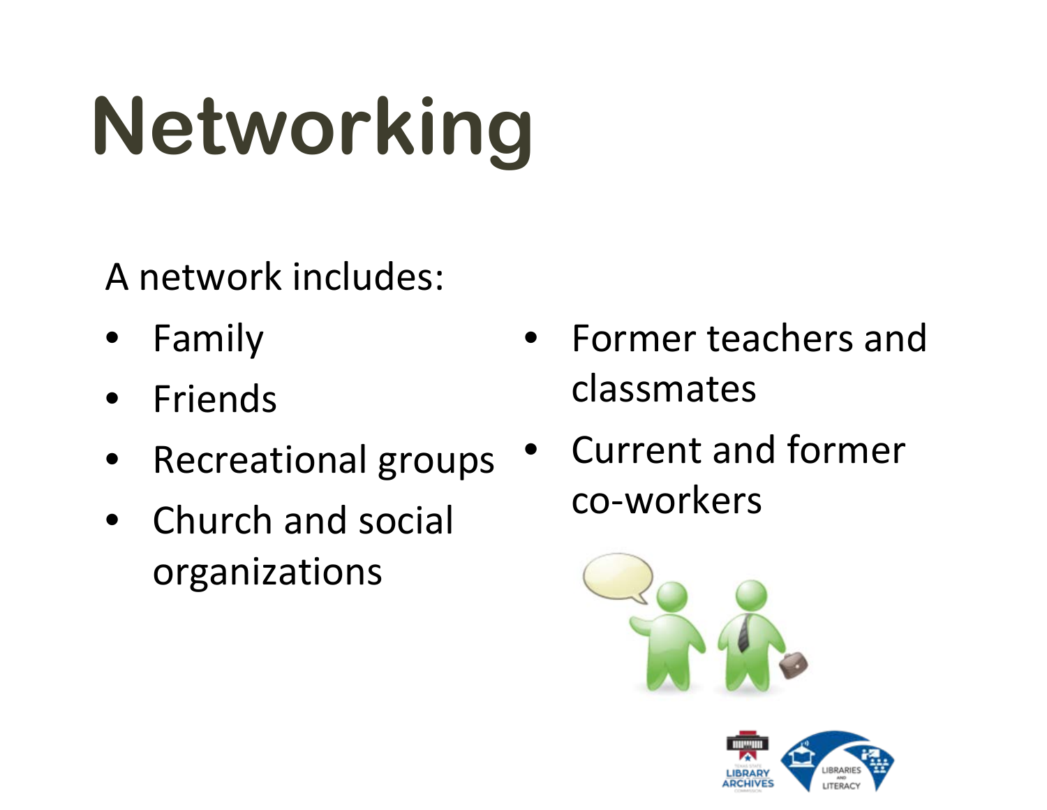# Networking

A network includes:

- Family
- Friends
- Recreational groups
- Church and social organizations
- Former teachers and classmates
- Current and former co-workers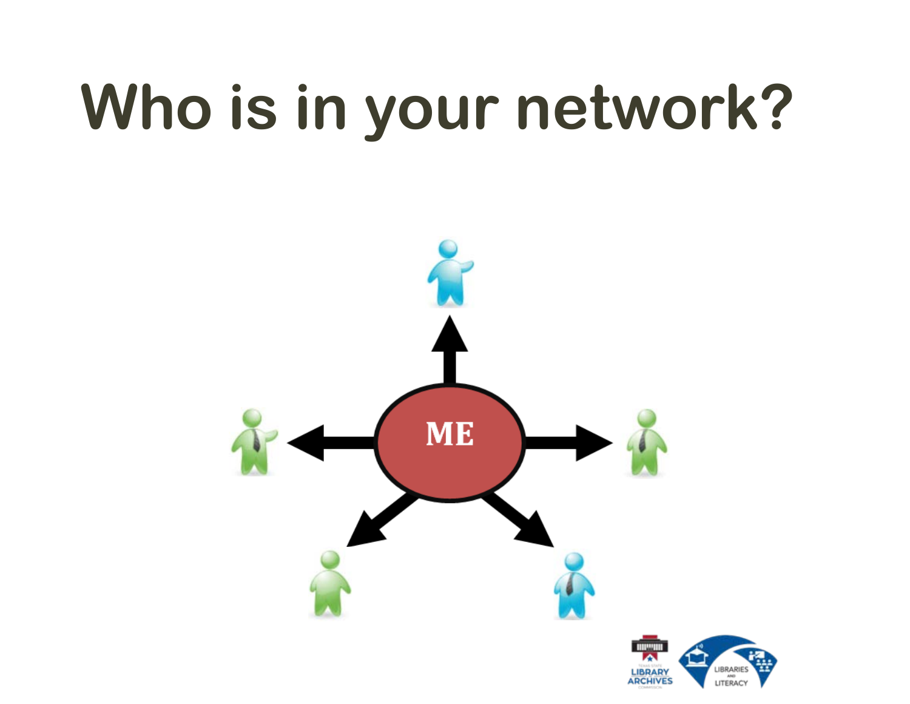# Who is in your network?

ME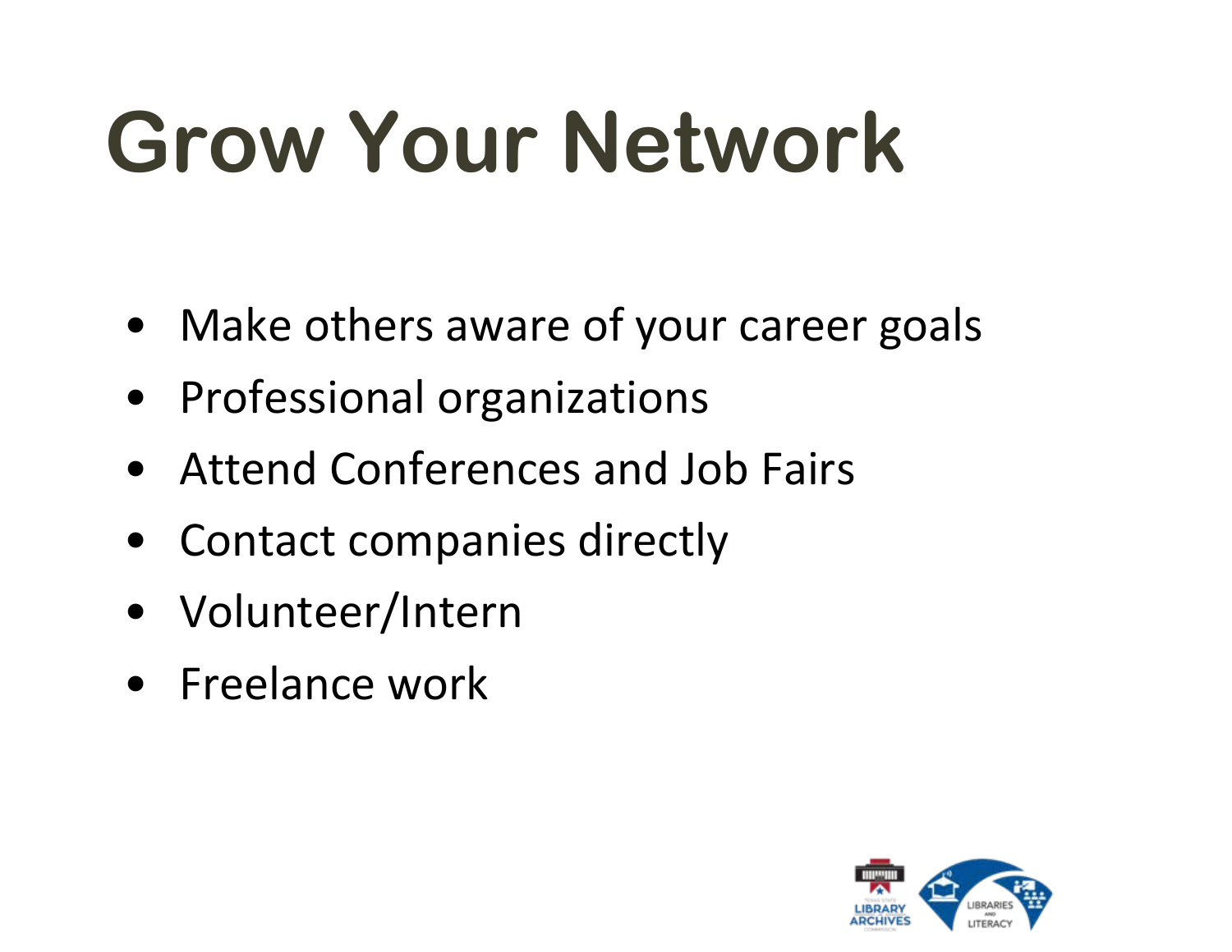# Grow Your Network

- Make others aware of your career goals
- Professional organizations
- Attend Conferences and Job Fairs
- Contact companies directly
- Volunteer/Intern
- Freelance work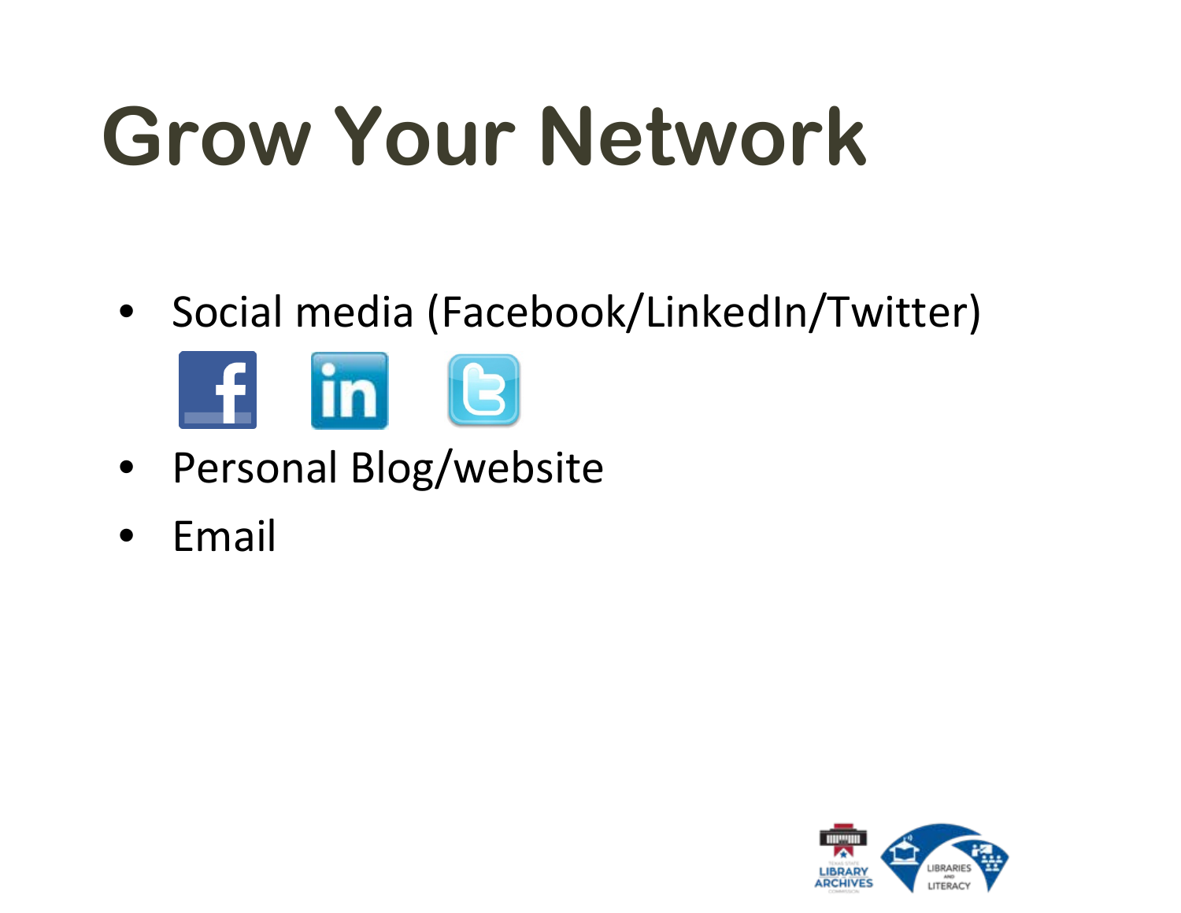# Grow Your Network

- Social media (Facebook/LinkedIn/Twitter)
- Personal Blog/website
- Email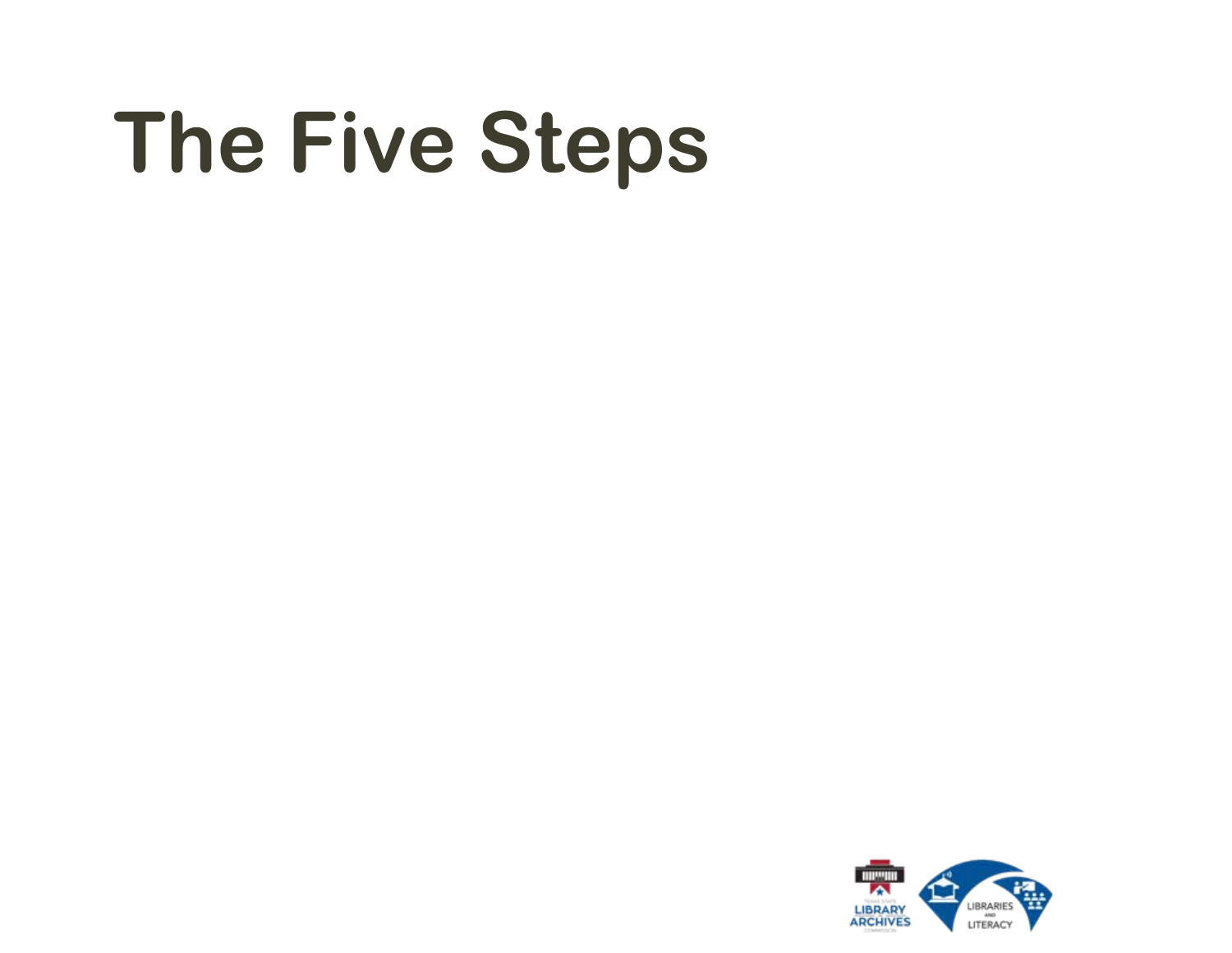# The Five Steps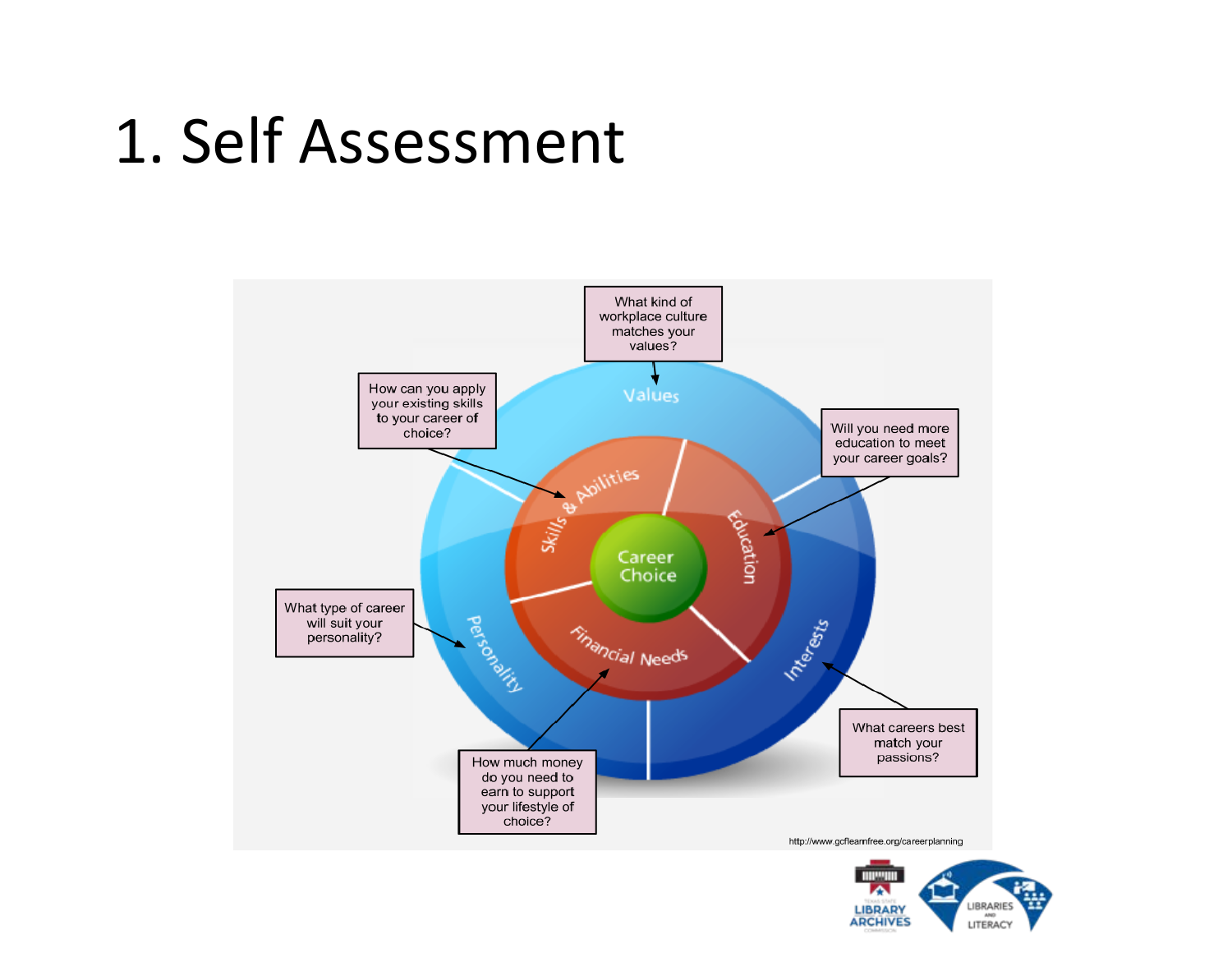# 1. Self Assessment

What kind of workplace culture matches your values?

How can you apply your existing skills to your career of choice?

Will you need more education to meet your career goals?

What type of career will suit your personality?

What careers best match your passions?

How much money do you need to earn to support your lifestyle of choice?

Values

Skills & Abilities

Education

Career Choice

Personality

Financial Needs

Interests

http://www.gcflearnfree.org/careerplanning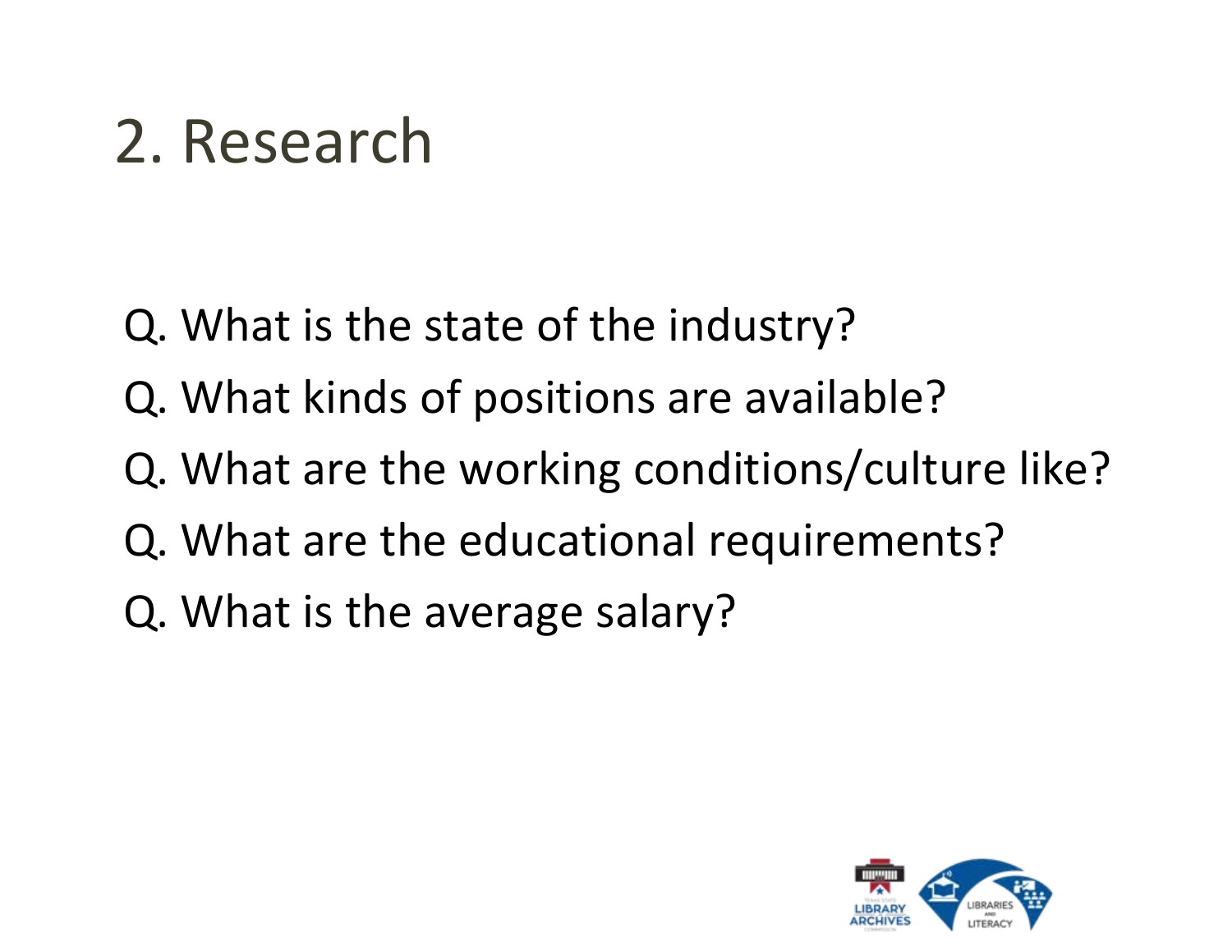# 2. Research

Q. What is the state of the industry?

Q. What kinds of positions are available?

Q. What are the working conditions/culture like?

Q. What are the educational requirements?

Q. What is the average salary?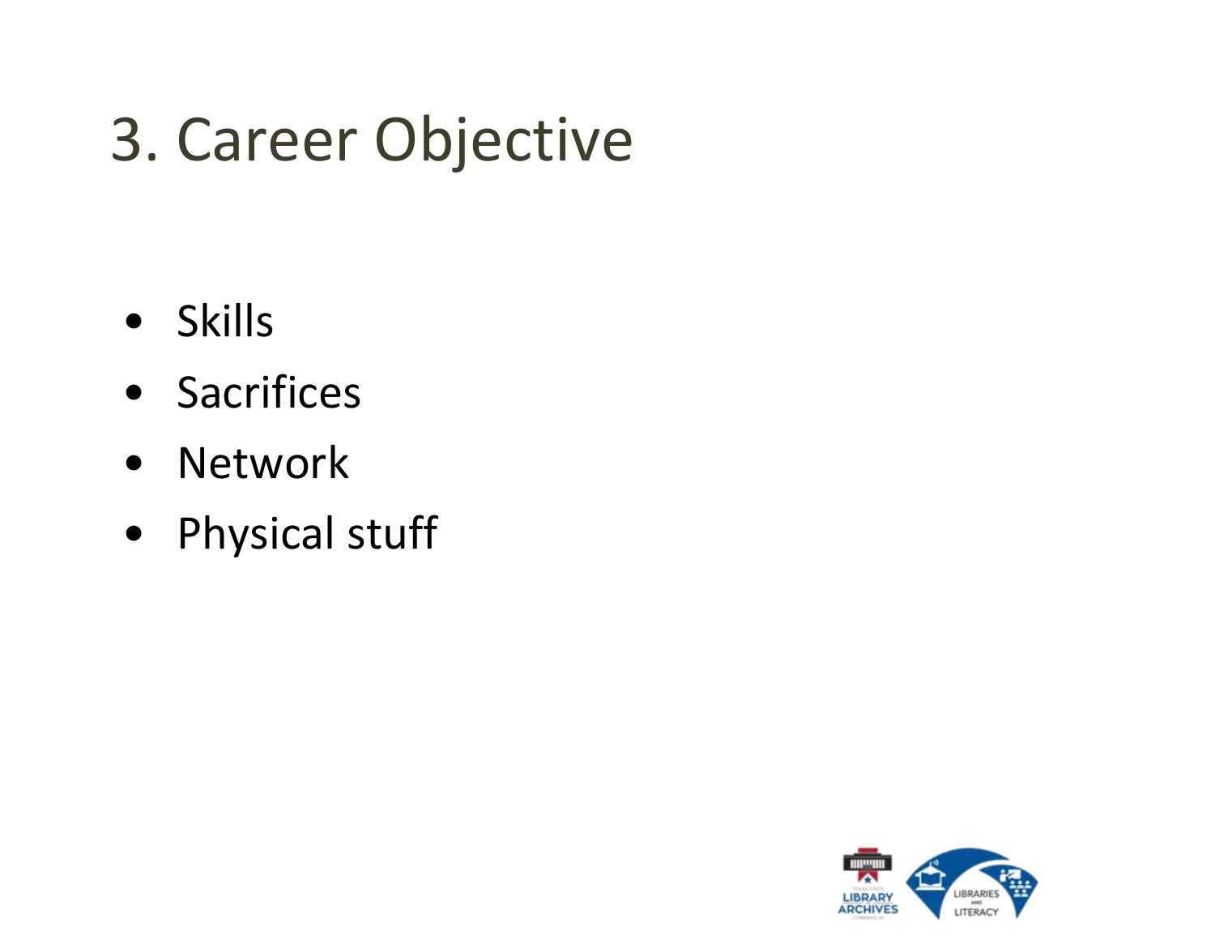# 3. Career Objective

- Skills
- Sacrifices
- Network
- Physical stuff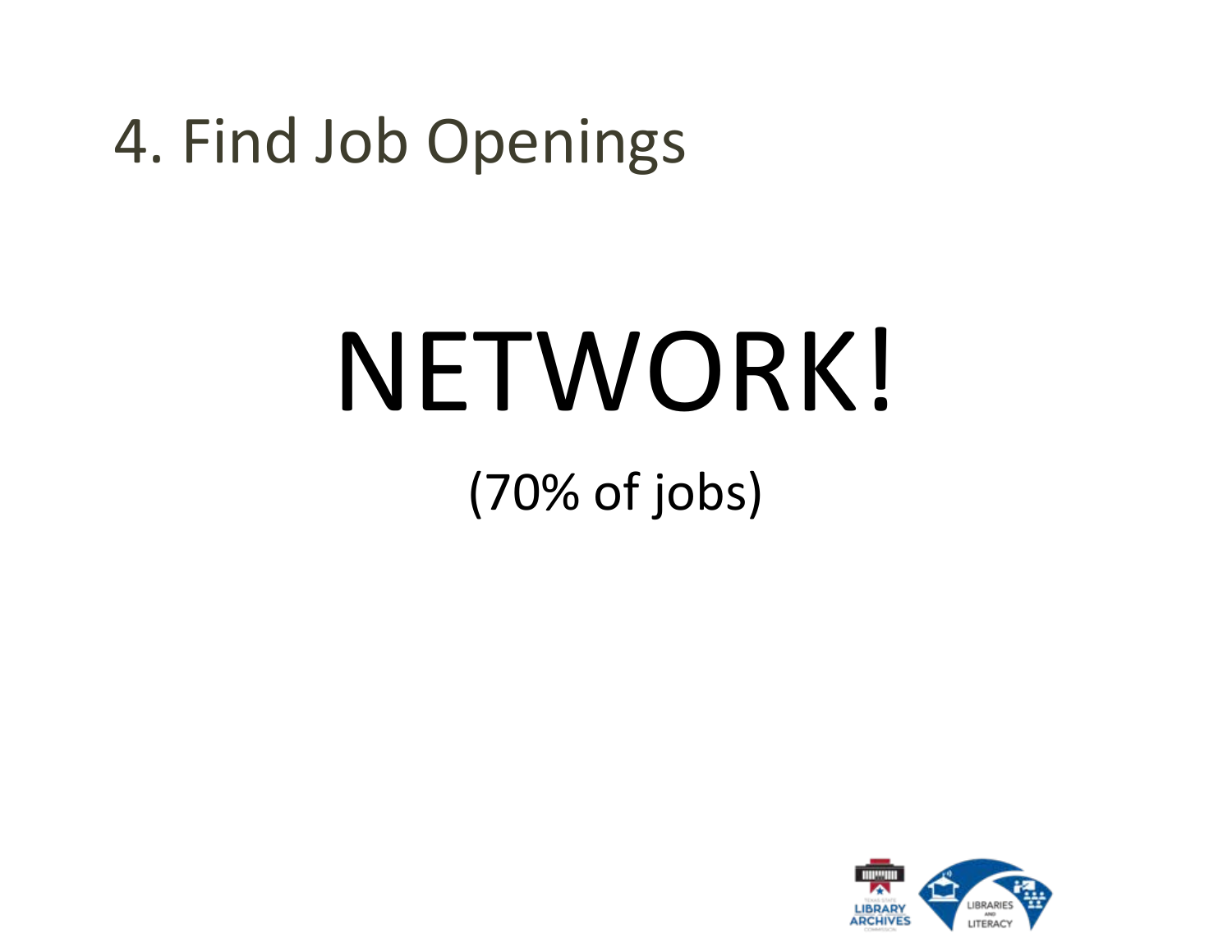# 4. Find Job Openings

NETWORK!

(70% of jobs)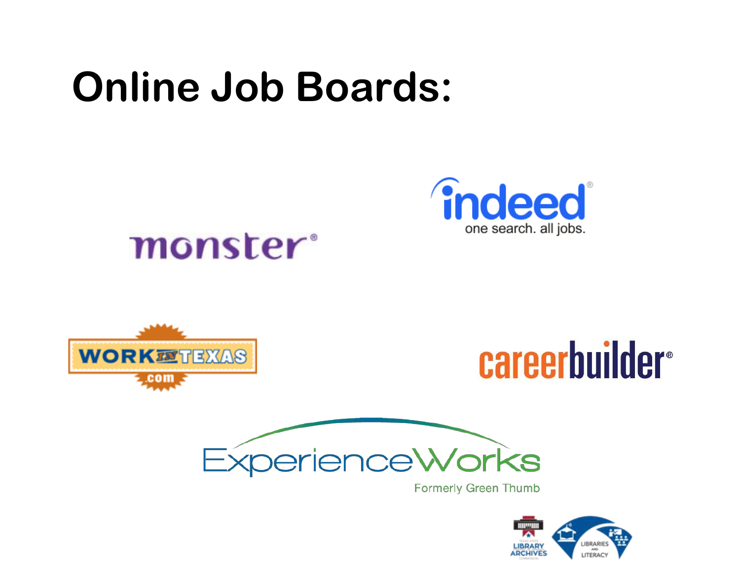# Online Job Boards:

monster®

indeed®
one search. all jobs.

WORK IN TEXAS .com

careerbuilder®

ExperienceWorks
Formerly Green Thumb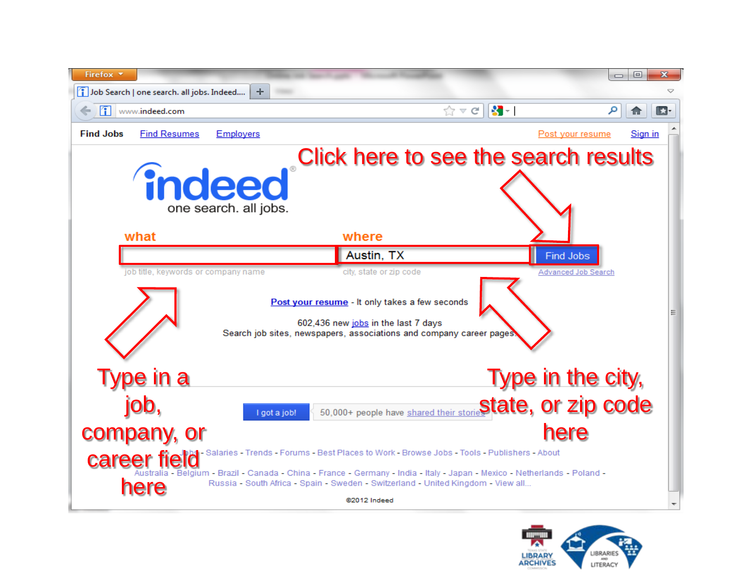Click here to see the search results

Type in a job, company, or career field here

Type in the city, state, or zip code here

Find Jobs | Find Resumes | Employers | Post your resume | Sign in

indeed

one search. all jobs.

what | where

Austin, TX

Find Jobs

job title, keywords or company name | city, state or zip code | Advanced Job Search

Post your resume - It only takes a few seconds

602,436 new jobs in the last 7 days

Search job sites, newspapers, associations and company career pages.

I got a job! | 50,000+ people have shared their stories

Jobs - Salaries - Trends - Forums - Best Places to Work - Browse Jobs - Tools - Publishers - About

Australia - Belgium - Brazil - Canada - China - France - Germany - India - Italy - Japan - Mexico - Netherlands - Poland - Russia - South Africa - Spain - Sweden - Switzerland - United Kingdom - View all...

©2012 Indeed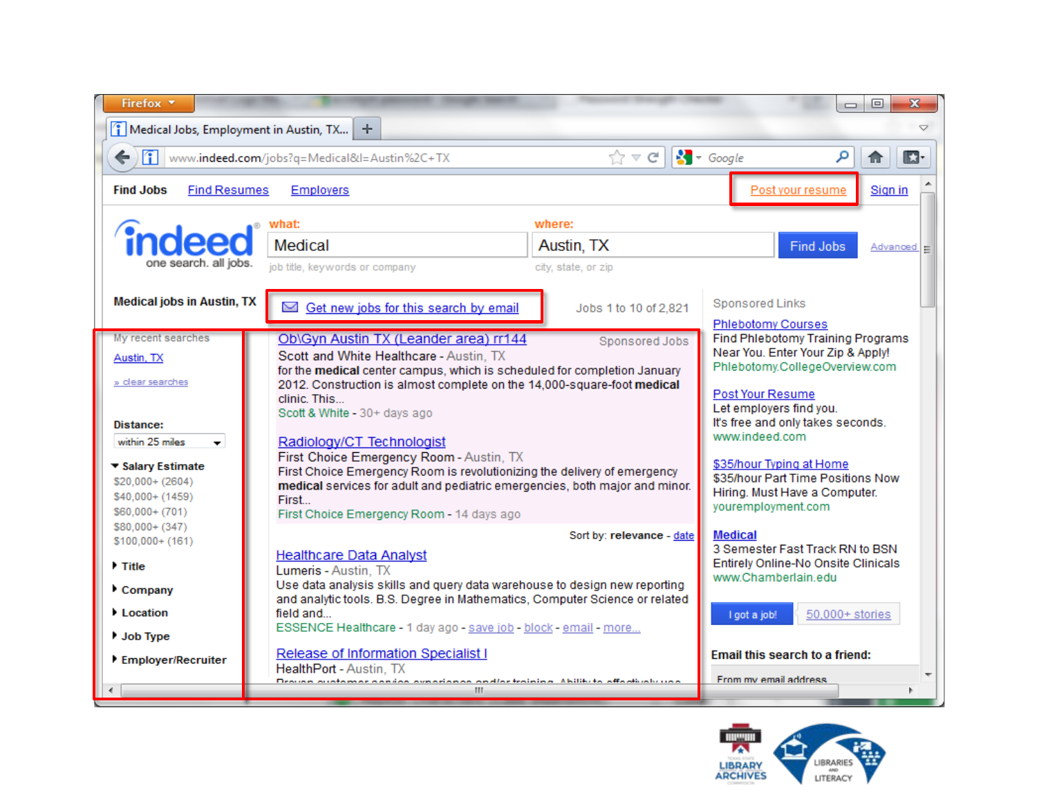Medical Jobs, Employment in Austin, TX...

www.indeed.com/jobs?q=Medical&l=Austin%2C+TX

Find Jobs | Find Resumes | Employers | Post your resume | Sign in

indeed — one search. all jobs.

what: Medical — job title, keywords or company

where: Austin, TX — city, state, or zip

Find Jobs | Advanced

**Medical jobs in Austin, TX**

Get new jobs for this search by email

Jobs 1 to 10 of 2,821

My recent searches
Austin, TX
» clear searches

**Distance:** within 25 miles

**Salary Estimate**
- $20,000+ (2604)
- $40,000+ (1459)
- $60,000+ (701)
- $80,000+ (347)
- $100,000+ (161)

**Title**

**Company**

**Location**

**Job Type**

**Employer/Recruiter**

Sponsored Jobs

**Ob\Gyn Austin TX (Leander area) rr144**
Scott and White Healthcare - Austin, TX
for the **medical** center campus, which is scheduled for completion January 2012. Construction is almost complete on the 14,000-square-foot **medical** clinic. This...
Scott & White - 30+ days ago

**Radiology/CT Technologist**
First Choice Emergency Room - Austin, TX
First Choice Emergency Room is revolutionizing the delivery of emergency **medical** services for adult and pediatric emergencies, both major and minor. First...
First Choice Emergency Room - 14 days ago

Sort by: **relevance** - date

**Healthcare Data Analyst**
Lumeris - Austin, TX
Use data analysis skills and query data warehouse to design new reporting and analytic tools. B.S. Degree in Mathematics, Computer Science or related field and...
ESSENCE Healthcare - 1 day ago - save job - block - email - more...

**Release of Information Specialist I**
HealthPort - Austin, TX
Proven customer service experience and/or training. Ability to effectively use...

Sponsored Links

**Phlebotomy Courses**
Find Phlebotomy Training Programs Near You. Enter Your Zip & Apply!
Phlebotomy.CollegeOverview.com

**Post Your Resume**
Let employers find you. It's free and only takes seconds.
www.indeed.com

**$35/hour Typing at Home**
$35/hour Part Time Positions Now Hiring. Must Have a Computer.
youremployment.com

**Medical**
3 Semester Fast Track RN to BSN Entirely Online-No Onsite Clinicals
www.Chamberlain.edu

I got a job! | 50,000+ stories

**Email this search to a friend:**

From my email address

Texas State Library Archives Commission | Libraries and Literacy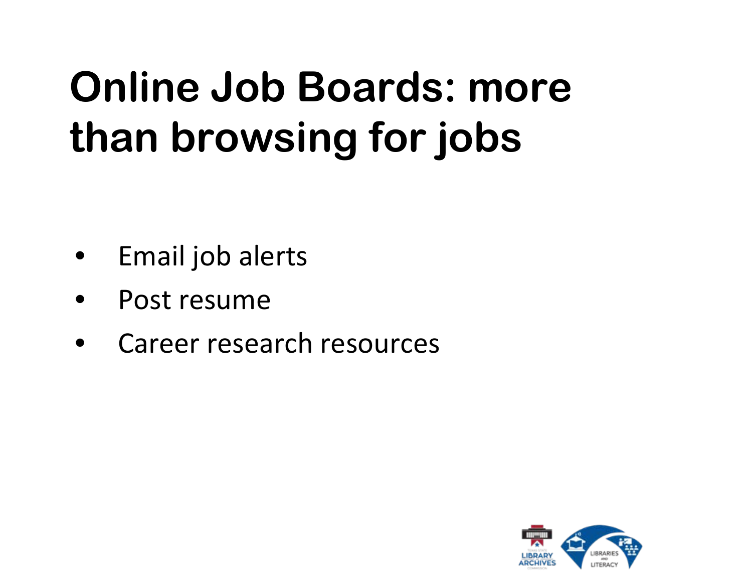# Online Job Boards: more than browsing for jobs

- Email job alerts
- Post resume
- Career research resources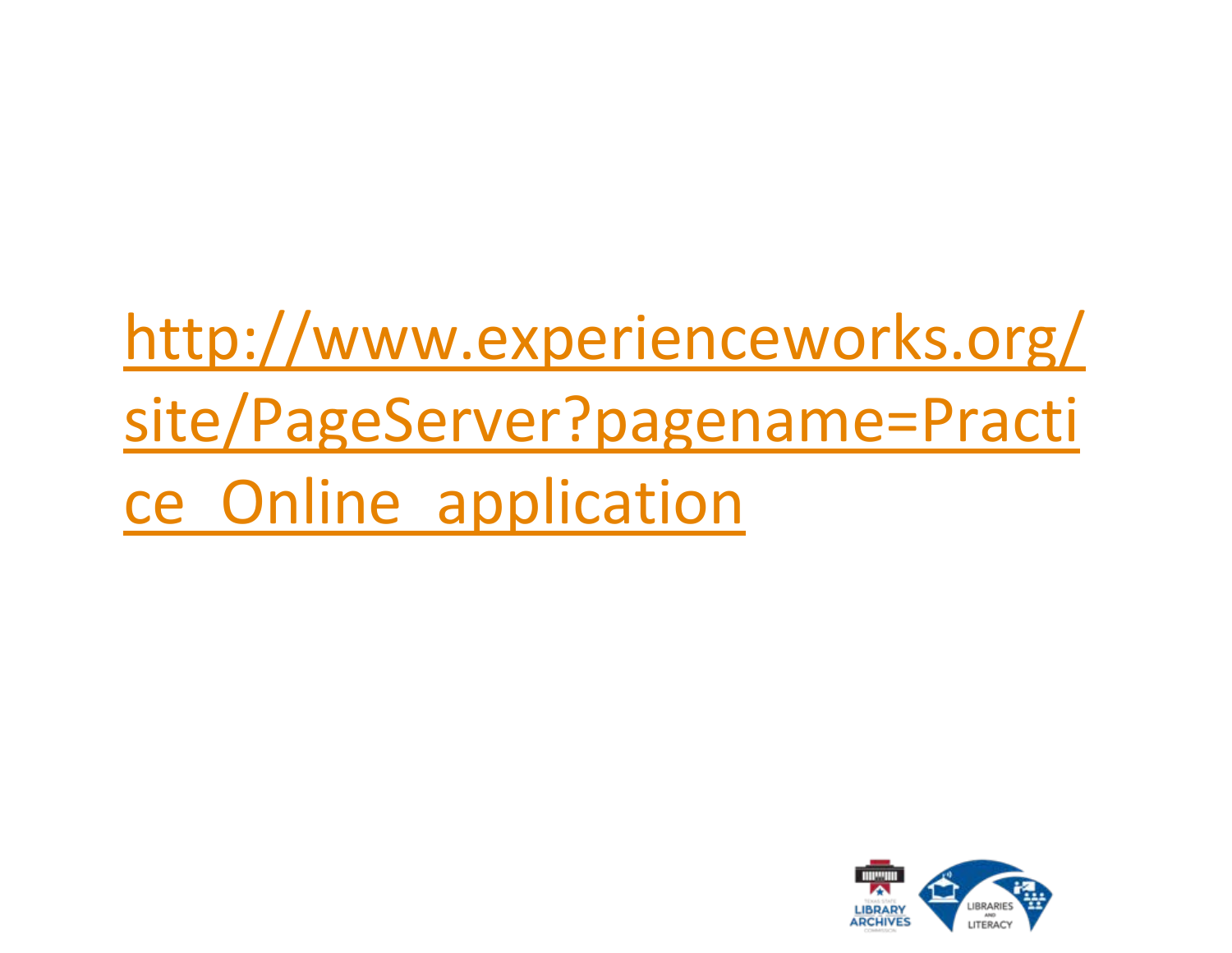http://www.experienceworks.org/site/PageServer?pagename=Practice_Online_application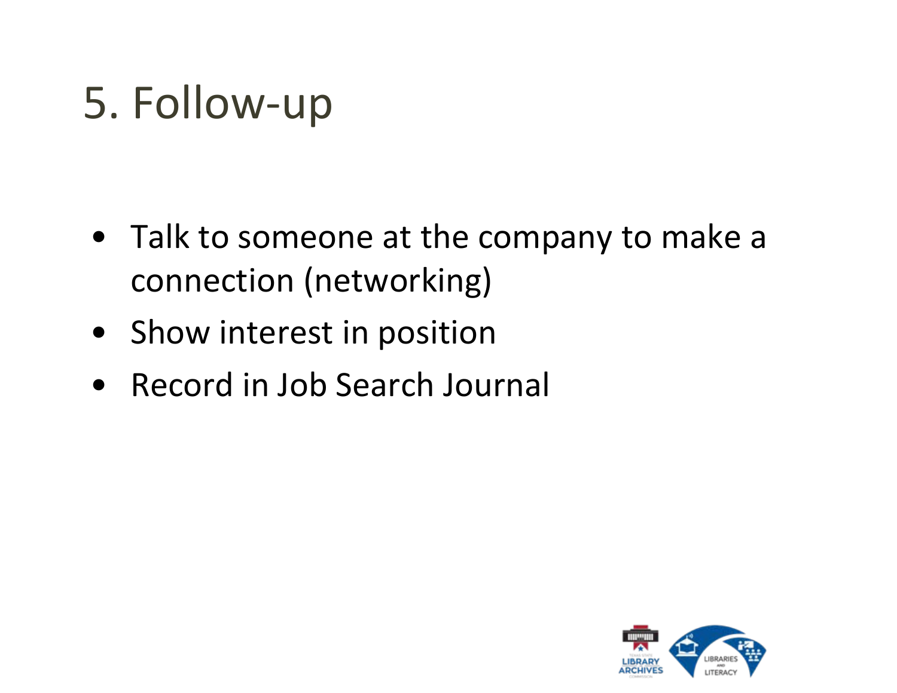# 5. Follow-up

- Talk to someone at the company to make a connection (networking)
- Show interest in position
- Record in Job Search Journal